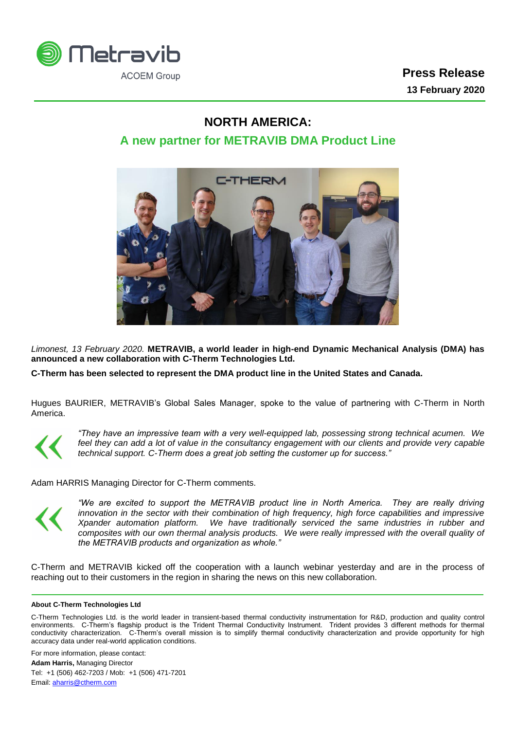**Press Release**

**13 February 2020**

# NORTH AMERICA:

## A new partner for METRAVIB DMA Product Line

*Limonest, 13 February 2020.* **METRAVIB, a world leader in high-end Dynamic Mechanical Analysis (DMA) has announced a new collaboration with C-Therm Technologies Ltd.**

**C-Therm has been selected to represent the DMA product line in the United States and Canada.**

Hugues BAURIER, METRAVIB's Global Sales Manager, spoke to the value of partnering with C-Therm in North America.

> *"They have an impressive team with a very well-equipped lab, possessing strong technical acumen. We feel they can add a lot of value in the consultancy engagement with our clients and provide very capable technical support. C-Therm does a great job setting the customer up for success."*

Adam HARRIS Managing Director for C-Therm comments.

> *"We are excited to support the METRAVIB product line in North America. They are really driving innovation in the sector with their combination of high frequency, high force capabilities and impressive Xpander automation platform. We have traditionally serviced the same industries in rubber and composites with our own thermal analysis products. We were really impressed with the overall quality of the METRAVIB products and organization as whole."*

C-Therm and METRAVIB kicked off the cooperation with a launch webinar yesterday and are in the process of reaching out to their customers in the region in sharing the news on this new collaboration.

---

**About C-Therm Technologies Ltd**

C-Therm Technologies Ltd. is the world leader in transient-based thermal conductivity instrumentation for R&D, production and quality control environments. C-Therm's flagship product is the Trident Thermal Conductivity Instrument. Trident provides 3 different methods for thermal conductivity characterization. C-Therm's overall mission is to simplify thermal conductivity characterization and provide opportunity for high accuracy data under real-world application conditions.

For more information, please contact:

**Adam Harris,** Managing Director

Tel: +1 (506) 462-7203 / Mob: +1 (506) 471-7201

Email: aharris@ctherm.com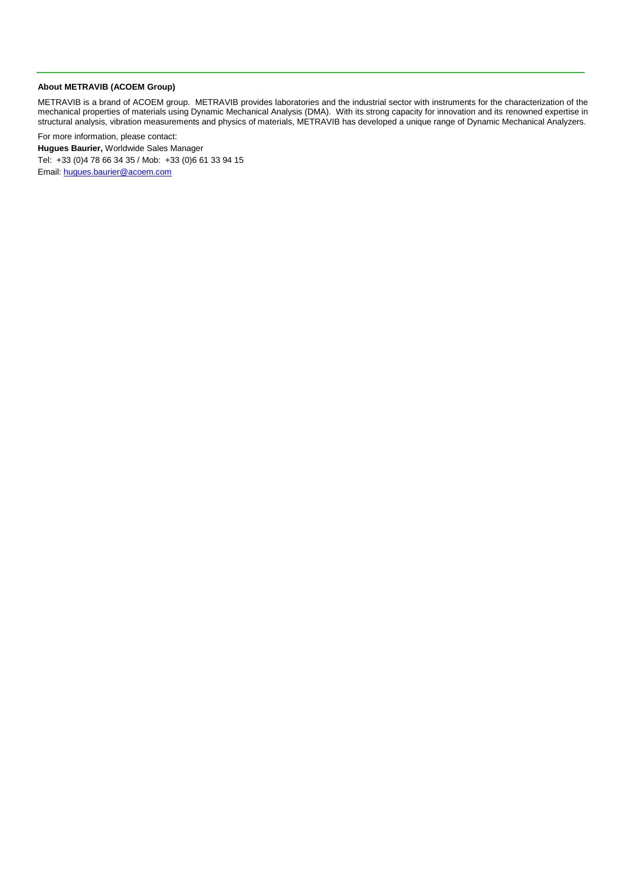**About METRAVIB (ACOEM Group)**

METRAVIB is a brand of ACOEM group. METRAVIB provides laboratories and the industrial sector with instruments for the characterization of the mechanical properties of materials using Dynamic Mechanical Analysis (DMA). With its strong capacity for innovation and its renowned expertise in structural analysis, vibration measurements and physics of materials, METRAVIB has developed a unique range of Dynamic Mechanical Analyzers.

For more information, please contact:

**Hugues Baurier,** Worldwide Sales Manager

Tel: +33 (0)4 78 66 34 35 / Mob: +33 (0)6 61 33 94 15

Email: hugues.baurier@acoem.com